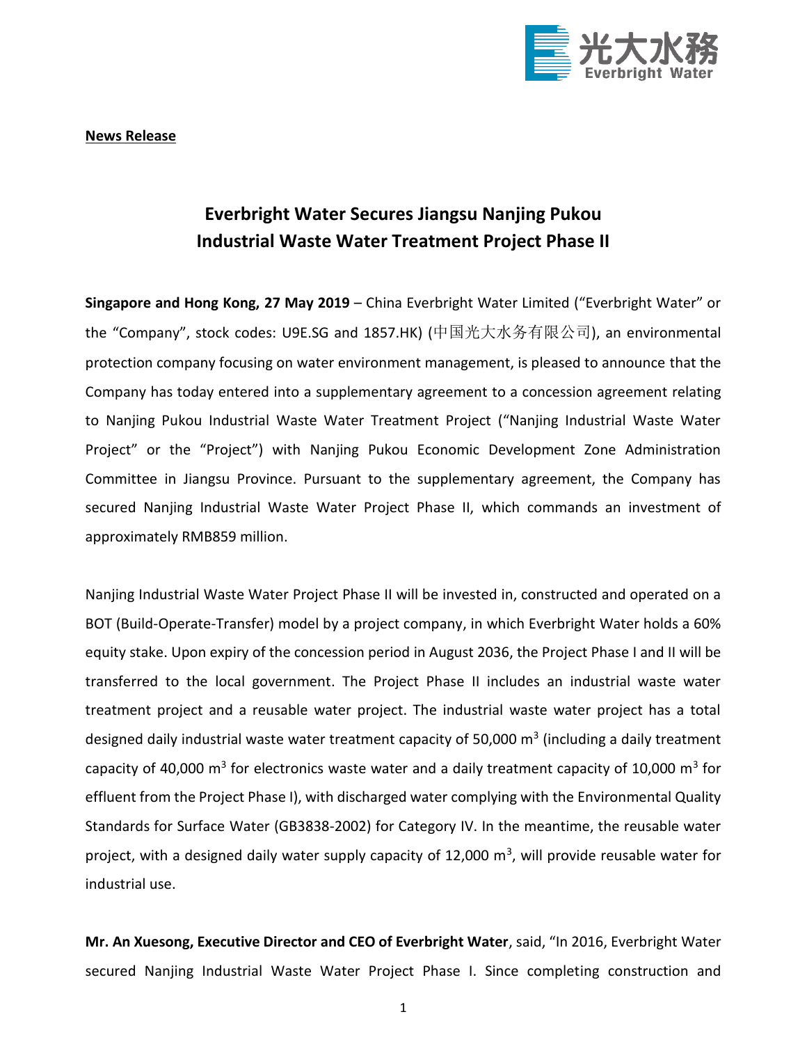**News Release**

# Everbright Water Secures Jiangsu Nanjing Pukou Industrial Waste Water Treatment Project Phase II

**Singapore and Hong Kong, 27 May 2019** – China Everbright Water Limited ("Everbright Water" or the "Company", stock codes: U9E.SG and 1857.HK) (中国光大水务有限公司), an environmental protection company focusing on water environment management, is pleased to announce that the Company has today entered into a supplementary agreement to a concession agreement relating to Nanjing Pukou Industrial Waste Water Treatment Project ("Nanjing Industrial Waste Water Project" or the "Project") with Nanjing Pukou Economic Development Zone Administration Committee in Jiangsu Province. Pursuant to the supplementary agreement, the Company has secured Nanjing Industrial Waste Water Project Phase II, which commands an investment of approximately RMB859 million.

Nanjing Industrial Waste Water Project Phase II will be invested in, constructed and operated on a BOT (Build-Operate-Transfer) model by a project company, in which Everbright Water holds a 60% equity stake. Upon expiry of the concession period in August 2036, the Project Phase I and II will be transferred to the local government. The Project Phase II includes an industrial waste water treatment project and a reusable water project. The industrial waste water project has a total designed daily industrial waste water treatment capacity of 50,000 $m^3$ (including a daily treatment capacity of 40,000 $m^3$ for electronics waste water and a daily treatment capacity of 10,000 $m^3$ for effluent from the Project Phase I), with discharged water complying with the Environmental Quality Standards for Surface Water (GB3838-2002) for Category IV. In the meantime, the reusable water project, with a designed daily water supply capacity of 12,000 $m^3$, will provide reusable water for industrial use.

**Mr. An Xuesong, Executive Director and CEO of Everbright Water**, said, "In 2016, Everbright Water secured Nanjing Industrial Waste Water Project Phase I. Since completing construction and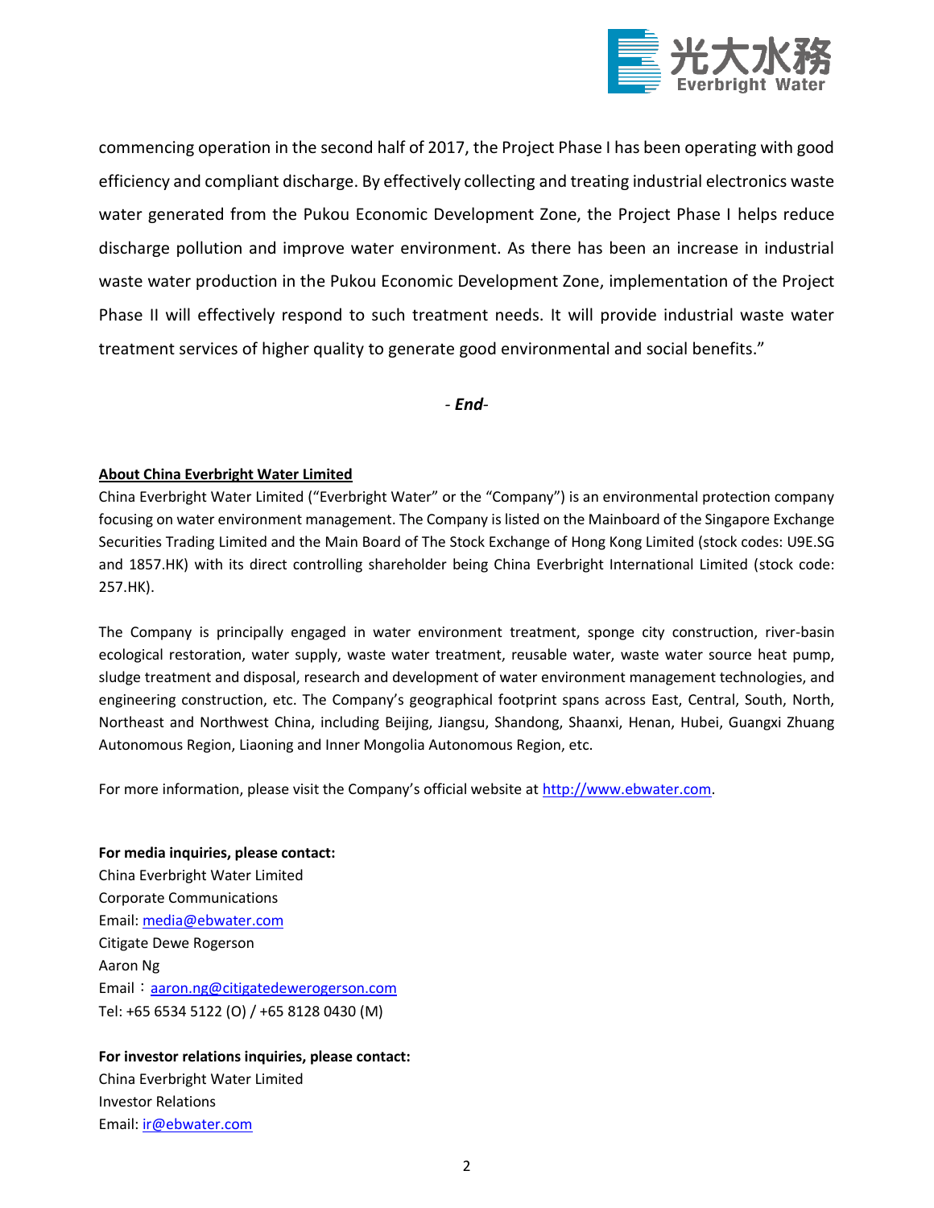commencing operation in the second half of 2017, the Project Phase I has been operating with good efficiency and compliant discharge. By effectively collecting and treating industrial electronics waste water generated from the Pukou Economic Development Zone, the Project Phase I helps reduce discharge pollution and improve water environment. As there has been an increase in industrial waste water production in the Pukou Economic Development Zone, implementation of the Project Phase II will effectively respond to such treatment needs. It will provide industrial waste water treatment services of higher quality to generate good environmental and social benefits."

- ***End***-

**About China Everbright Water Limited**

China Everbright Water Limited ("Everbright Water" or the "Company") is an environmental protection company focusing on water environment management. The Company is listed on the Mainboard of the Singapore Exchange Securities Trading Limited and the Main Board of The Stock Exchange of Hong Kong Limited (stock codes: U9E.SG and 1857.HK) with its direct controlling shareholder being China Everbright International Limited (stock code: 257.HK).

The Company is principally engaged in water environment treatment, sponge city construction, river-basin ecological restoration, water supply, waste water treatment, reusable water, waste water source heat pump, sludge treatment and disposal, research and development of water environment management technologies, and engineering construction, etc. The Company's geographical footprint spans across East, Central, South, North, Northeast and Northwest China, including Beijing, Jiangsu, Shandong, Shaanxi, Henan, Hubei, Guangxi Zhuang Autonomous Region, Liaoning and Inner Mongolia Autonomous Region, etc.

For more information, please visit the Company's official website at http://www.ebwater.com.

**For media inquiries, please contact:**
China Everbright Water Limited
Corporate Communications
Email: media@ebwater.com
Citigate Dewe Rogerson
Aaron Ng
Email：aaron.ng@citigatedewerogerson.com
Tel: +65 6534 5122 (O) / +65 8128 0430 (M)

**For investor relations inquiries, please contact:**
China Everbright Water Limited
Investor Relations
Email: ir@ebwater.com